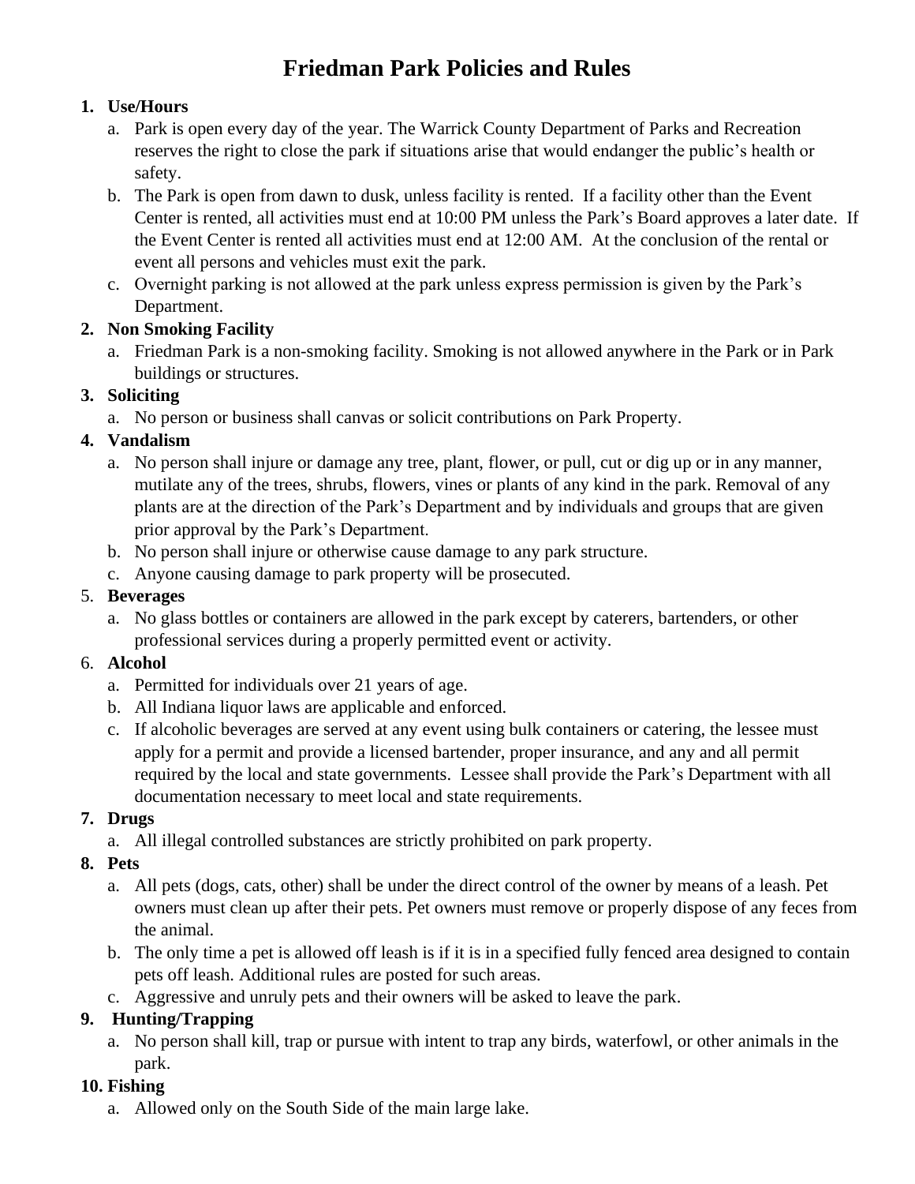# Friedman Park Policies and Rules

1. **Use/Hours**
   a. Park is open every day of the year. The Warrick County Department of Parks and Recreation reserves the right to close the park if situations arise that would endanger the public's health or safety.
   b. The Park is open from dawn to dusk, unless facility is rented. If a facility other than the Event Center is rented, all activities must end at 10:00 PM unless the Park's Board approves a later date. If the Event Center is rented all activities must end at 12:00 AM. At the conclusion of the rental or event all persons and vehicles must exit the park.
   c. Overnight parking is not allowed at the park unless express permission is given by the Park's Department.
2. **Non Smoking Facility**
   a. Friedman Park is a non-smoking facility. Smoking is not allowed anywhere in the Park or in Park buildings or structures.
3. **Soliciting**
   a. No person or business shall canvas or solicit contributions on Park Property.
4. **Vandalism**
   a. No person shall injure or damage any tree, plant, flower, or pull, cut or dig up or in any manner, mutilate any of the trees, shrubs, flowers, vines or plants of any kind in the park. Removal of any plants are at the direction of the Park's Department and by individuals and groups that are given prior approval by the Park's Department.
   b. No person shall injure or otherwise cause damage to any park structure.
   c. Anyone causing damage to park property will be prosecuted.
5. **Beverages**
   a. No glass bottles or containers are allowed in the park except by caterers, bartenders, or other professional services during a properly permitted event or activity.
6. **Alcohol**
   a. Permitted for individuals over 21 years of age.
   b. All Indiana liquor laws are applicable and enforced.
   c. If alcoholic beverages are served at any event using bulk containers or catering, the lessee must apply for a permit and provide a licensed bartender, proper insurance, and any and all permit required by the local and state governments. Lessee shall provide the Park's Department with all documentation necessary to meet local and state requirements.
7. **Drugs**
   a. All illegal controlled substances are strictly prohibited on park property.
8. **Pets**
   a. All pets (dogs, cats, other) shall be under the direct control of the owner by means of a leash. Pet owners must clean up after their pets. Pet owners must remove or properly dispose of any feces from the animal.
   b. The only time a pet is allowed off leash is if it is in a specified fully fenced area designed to contain pets off leash. Additional rules are posted for such areas.
   c. Aggressive and unruly pets and their owners will be asked to leave the park.
9. **Hunting/Trapping**
   a. No person shall kill, trap or pursue with intent to trap any birds, waterfowl, or other animals in the park.
10. **Fishing**
    a. Allowed only on the South Side of the main large lake.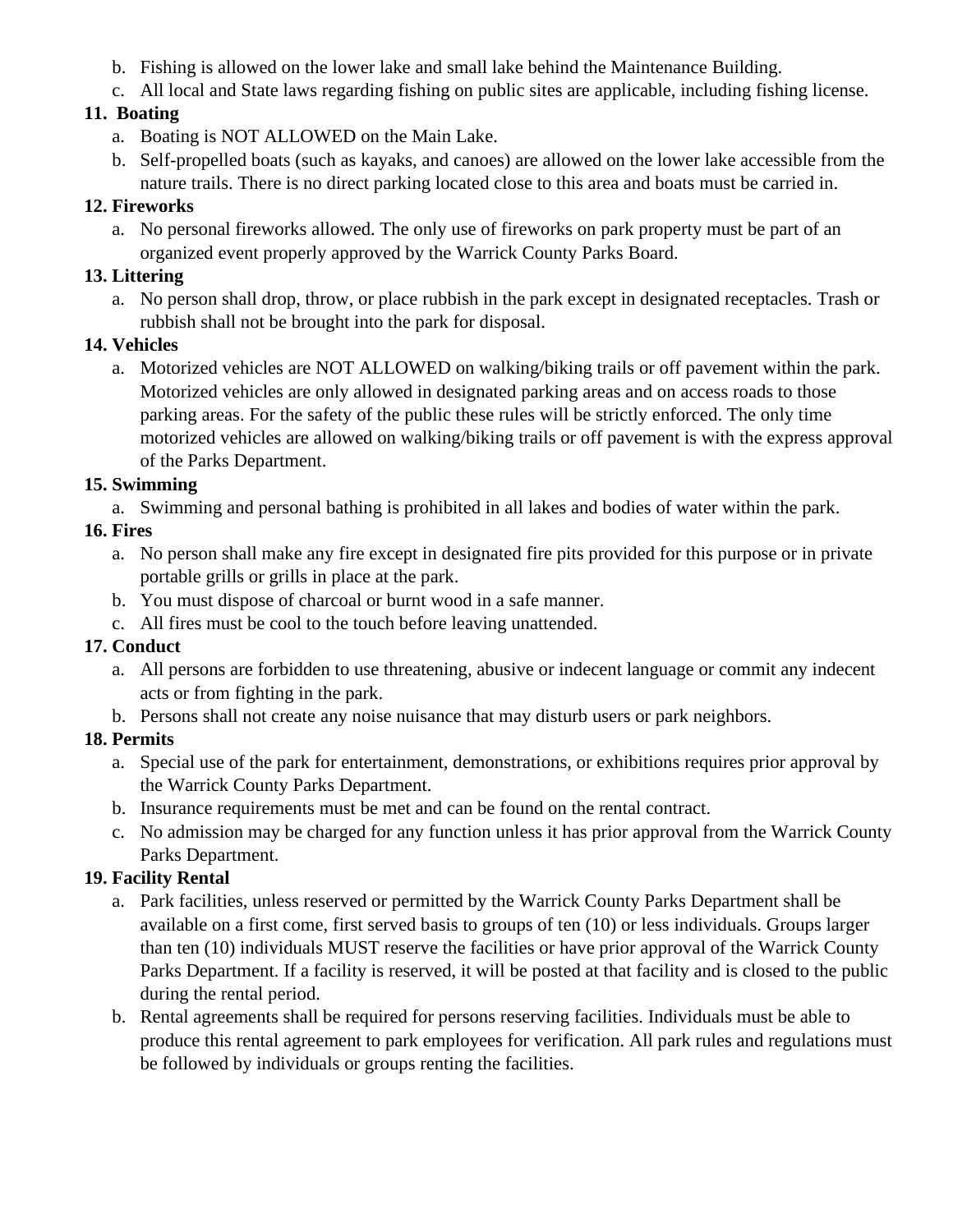b. Fishing is allowed on the lower lake and small lake behind the Maintenance Building.
c. All local and State laws regarding fishing on public sites are applicable, including fishing license.

**11. Boating**

a. Boating is NOT ALLOWED on the Main Lake.
b. Self-propelled boats (such as kayaks, and canoes) are allowed on the lower lake accessible from the nature trails. There is no direct parking located close to this area and boats must be carried in.

**12. Fireworks**

a. No personal fireworks allowed. The only use of fireworks on park property must be part of an organized event properly approved by the Warrick County Parks Board.

**13. Littering**

a. No person shall drop, throw, or place rubbish in the park except in designated receptacles. Trash or rubbish shall not be brought into the park for disposal.

**14. Vehicles**

a. Motorized vehicles are NOT ALLOWED on walking/biking trails or off pavement within the park. Motorized vehicles are only allowed in designated parking areas and on access roads to those parking areas. For the safety of the public these rules will be strictly enforced. The only time motorized vehicles are allowed on walking/biking trails or off pavement is with the express approval of the Parks Department.

**15. Swimming**

a. Swimming and personal bathing is prohibited in all lakes and bodies of water within the park.

**16. Fires**

a. No person shall make any fire except in designated fire pits provided for this purpose or in private portable grills or grills in place at the park.
b. You must dispose of charcoal or burnt wood in a safe manner.
c. All fires must be cool to the touch before leaving unattended.

**17. Conduct**

a. All persons are forbidden to use threatening, abusive or indecent language or commit any indecent acts or from fighting in the park.
b. Persons shall not create any noise nuisance that may disturb users or park neighbors.

**18. Permits**

a. Special use of the park for entertainment, demonstrations, or exhibitions requires prior approval by the Warrick County Parks Department.
b. Insurance requirements must be met and can be found on the rental contract.
c. No admission may be charged for any function unless it has prior approval from the Warrick County Parks Department.

**19. Facility Rental**

a. Park facilities, unless reserved or permitted by the Warrick County Parks Department shall be available on a first come, first served basis to groups of ten (10) or less individuals. Groups larger than ten (10) individuals MUST reserve the facilities or have prior approval of the Warrick County Parks Department. If a facility is reserved, it will be posted at that facility and is closed to the public during the rental period.
b. Rental agreements shall be required for persons reserving facilities. Individuals must be able to produce this rental agreement to park employees for verification. All park rules and regulations must be followed by individuals or groups renting the facilities.